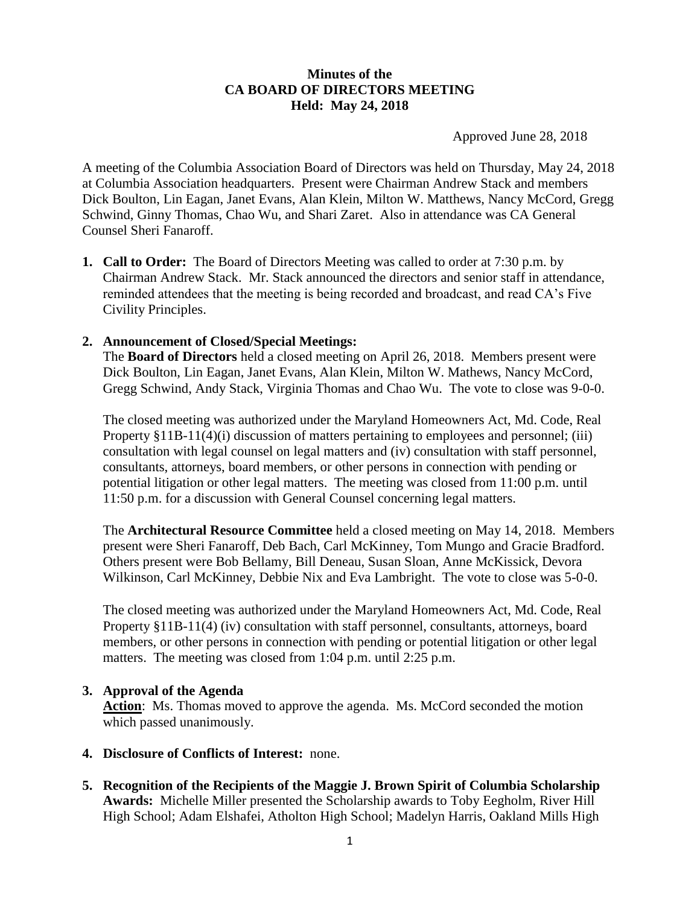**Minutes of the**
**CA BOARD OF DIRECTORS MEETING**
**Held: May 24, 2018**

Approved June 28, 2018

A meeting of the Columbia Association Board of Directors was held on Thursday, May 24, 2018 at Columbia Association headquarters. Present were Chairman Andrew Stack and members Dick Boulton, Lin Eagan, Janet Evans, Alan Klein, Milton W. Matthews, Nancy McCord, Gregg Schwind, Ginny Thomas, Chao Wu, and Shari Zaret. Also in attendance was CA General Counsel Sheri Fanaroff.

1. **Call to Order:** The Board of Directors Meeting was called to order at 7:30 p.m. by Chairman Andrew Stack. Mr. Stack announced the directors and senior staff in attendance, reminded attendees that the meeting is being recorded and broadcast, and read CA's Five Civility Principles.

2. **Announcement of Closed/Special Meetings:**
   The **Board of Directors** held a closed meeting on April 26, 2018. Members present were Dick Boulton, Lin Eagan, Janet Evans, Alan Klein, Milton W. Mathews, Nancy McCord, Gregg Schwind, Andy Stack, Virginia Thomas and Chao Wu. The vote to close was 9-0-0.

   The closed meeting was authorized under the Maryland Homeowners Act, Md. Code, Real Property §11B-11(4)(i) discussion of matters pertaining to employees and personnel; (iii) consultation with legal counsel on legal matters and (iv) consultation with staff personnel, consultants, attorneys, board members, or other persons in connection with pending or potential litigation or other legal matters. The meeting was closed from 11:00 p.m. until 11:50 p.m. for a discussion with General Counsel concerning legal matters.

   The **Architectural Resource Committee** held a closed meeting on May 14, 2018. Members present were Sheri Fanaroff, Deb Bach, Carl McKinney, Tom Mungo and Gracie Bradford. Others present were Bob Bellamy, Bill Deneau, Susan Sloan, Anne McKissick, Devora Wilkinson, Carl McKinney, Debbie Nix and Eva Lambright. The vote to close was 5-0-0.

   The closed meeting was authorized under the Maryland Homeowners Act, Md. Code, Real Property §11B-11(4) (iv) consultation with staff personnel, consultants, attorneys, board members, or other persons in connection with pending or potential litigation or other legal matters. The meeting was closed from 1:04 p.m. until 2:25 p.m.

3. **Approval of the Agenda**
   **Action**: Ms. Thomas moved to approve the agenda. Ms. McCord seconded the motion which passed unanimously.

4. **Disclosure of Conflicts of Interest:** none.

5. **Recognition of the Recipients of the Maggie J. Brown Spirit of Columbia Scholarship Awards:** Michelle Miller presented the Scholarship awards to Toby Eegholm, River Hill High School; Adam Elshafei, Atholton High School; Madelyn Harris, Oakland Mills High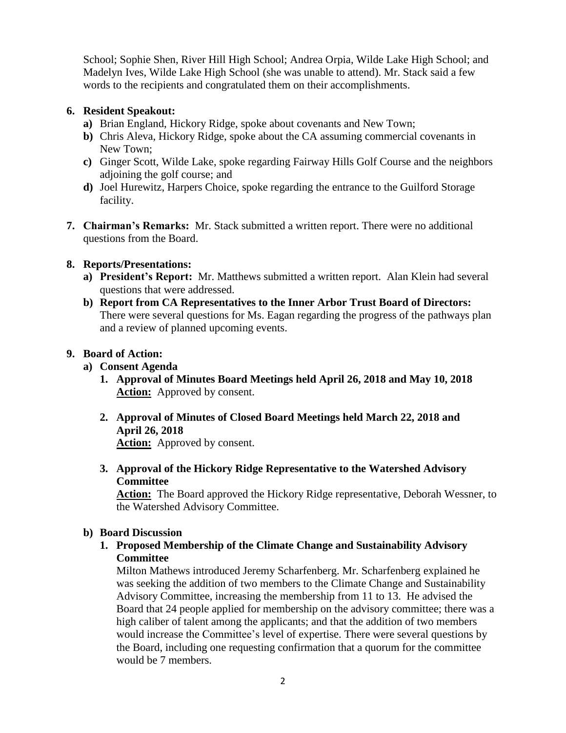School; Sophie Shen, River Hill High School; Andrea Orpia, Wilde Lake High School; and Madelyn Ives, Wilde Lake High School (she was unable to attend). Mr. Stack said a few words to the recipients and congratulated them on their accomplishments.

**6. Resident Speakout:**

- **a)** Brian England, Hickory Ridge, spoke about covenants and New Town;
- **b)** Chris Aleva, Hickory Ridge, spoke about the CA assuming commercial covenants in New Town;
- **c)** Ginger Scott, Wilde Lake, spoke regarding Fairway Hills Golf Course and the neighbors adjoining the golf course; and
- **d)** Joel Hurewitz, Harpers Choice, spoke regarding the entrance to the Guilford Storage facility.

**7. Chairman's Remarks:** Mr. Stack submitted a written report. There were no additional questions from the Board.

**8. Reports/Presentations:**

- **a) President's Report:** Mr. Matthews submitted a written report. Alan Klein had several questions that were addressed.
- **b) Report from CA Representatives to the Inner Arbor Trust Board of Directors:** There were several questions for Ms. Eagan regarding the progress of the pathways plan and a review of planned upcoming events.

**9. Board of Action:**

**a) Consent Agenda**

1. **Approval of Minutes Board Meetings held April 26, 2018 and May 10, 2018**
   **Action:** Approved by consent.

2. **Approval of Minutes of Closed Board Meetings held March 22, 2018 and April 26, 2018**
   **Action:** Approved by consent.

3. **Approval of the Hickory Ridge Representative to the Watershed Advisory Committee**
   **Action:** The Board approved the Hickory Ridge representative, Deborah Wessner, to the Watershed Advisory Committee.

**b) Board Discussion**

1. **Proposed Membership of the Climate Change and Sustainability Advisory Committee**
   Milton Mathews introduced Jeremy Scharfenberg. Mr. Scharfenberg explained he was seeking the addition of two members to the Climate Change and Sustainability Advisory Committee, increasing the membership from 11 to 13. He advised the Board that 24 people applied for membership on the advisory committee; there was a high caliber of talent among the applicants; and that the addition of two members would increase the Committee's level of expertise. There were several questions by the Board, including one requesting confirmation that a quorum for the committee would be 7 members.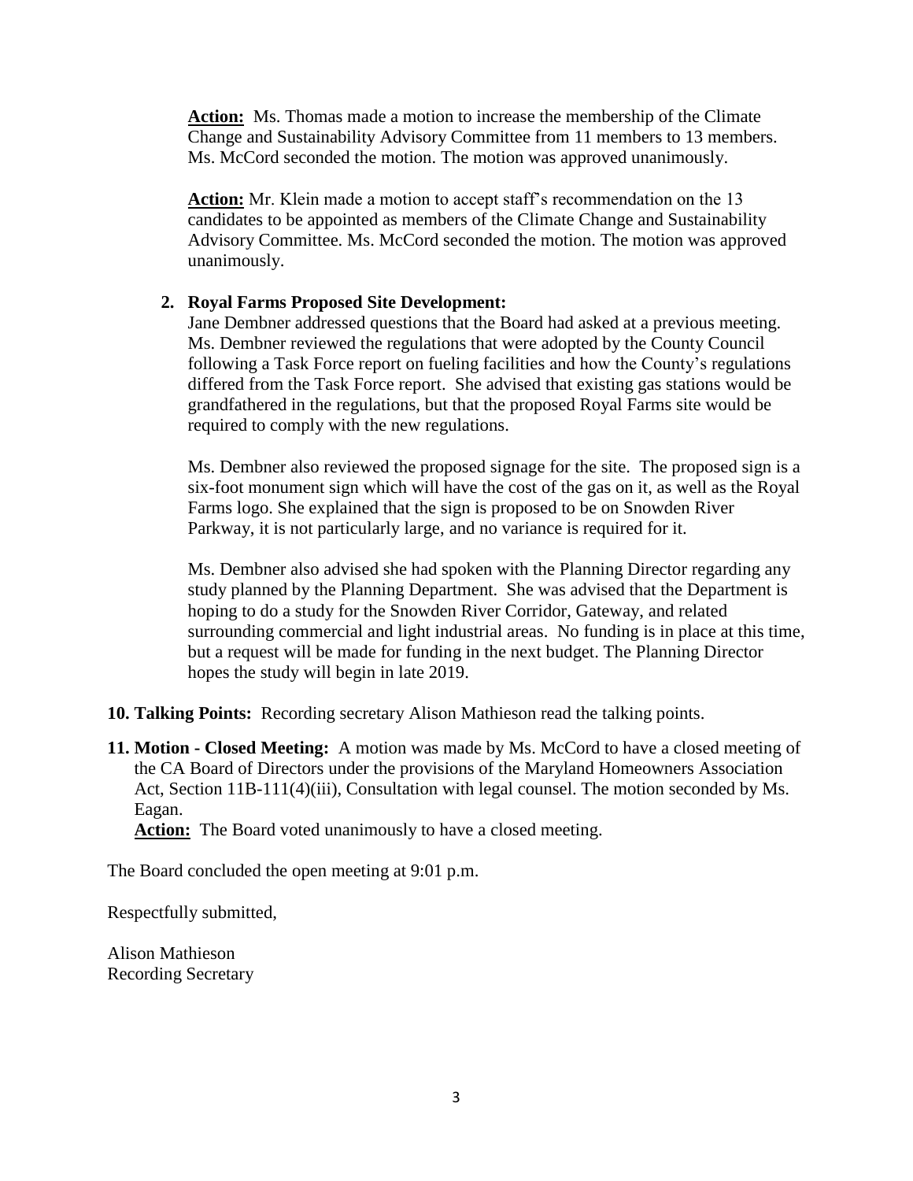**Action:** Ms. Thomas made a motion to increase the membership of the Climate Change and Sustainability Advisory Committee from 11 members to 13 members. Ms. McCord seconded the motion. The motion was approved unanimously.

**Action:** Mr. Klein made a motion to accept staff's recommendation on the 13 candidates to be appointed as members of the Climate Change and Sustainability Advisory Committee. Ms. McCord seconded the motion. The motion was approved unanimously.

2. **Royal Farms Proposed Site Development:**
   Jane Dembner addressed questions that the Board had asked at a previous meeting. Ms. Dembner reviewed the regulations that were adopted by the County Council following a Task Force report on fueling facilities and how the County's regulations differed from the Task Force report. She advised that existing gas stations would be grandfathered in the regulations, but that the proposed Royal Farms site would be required to comply with the new regulations.

   Ms. Dembner also reviewed the proposed signage for the site. The proposed sign is a six-foot monument sign which will have the cost of the gas on it, as well as the Royal Farms logo. She explained that the sign is proposed to be on Snowden River Parkway, it is not particularly large, and no variance is required for it.

   Ms. Dembner also advised she had spoken with the Planning Director regarding any study planned by the Planning Department. She was advised that the Department is hoping to do a study for the Snowden River Corridor, Gateway, and related surrounding commercial and light industrial areas. No funding is in place at this time, but a request will be made for funding in the next budget. The Planning Director hopes the study will begin in late 2019.

**10. Talking Points:** Recording secretary Alison Mathieson read the talking points.

**11. Motion - Closed Meeting:** A motion was made by Ms. McCord to have a closed meeting of the CA Board of Directors under the provisions of the Maryland Homeowners Association Act, Section 11B-111(4)(iii), Consultation with legal counsel. The motion seconded by Ms. Eagan.
**Action:** The Board voted unanimously to have a closed meeting.

The Board concluded the open meeting at 9:01 p.m.

Respectfully submitted,

Alison Mathieson
Recording Secretary